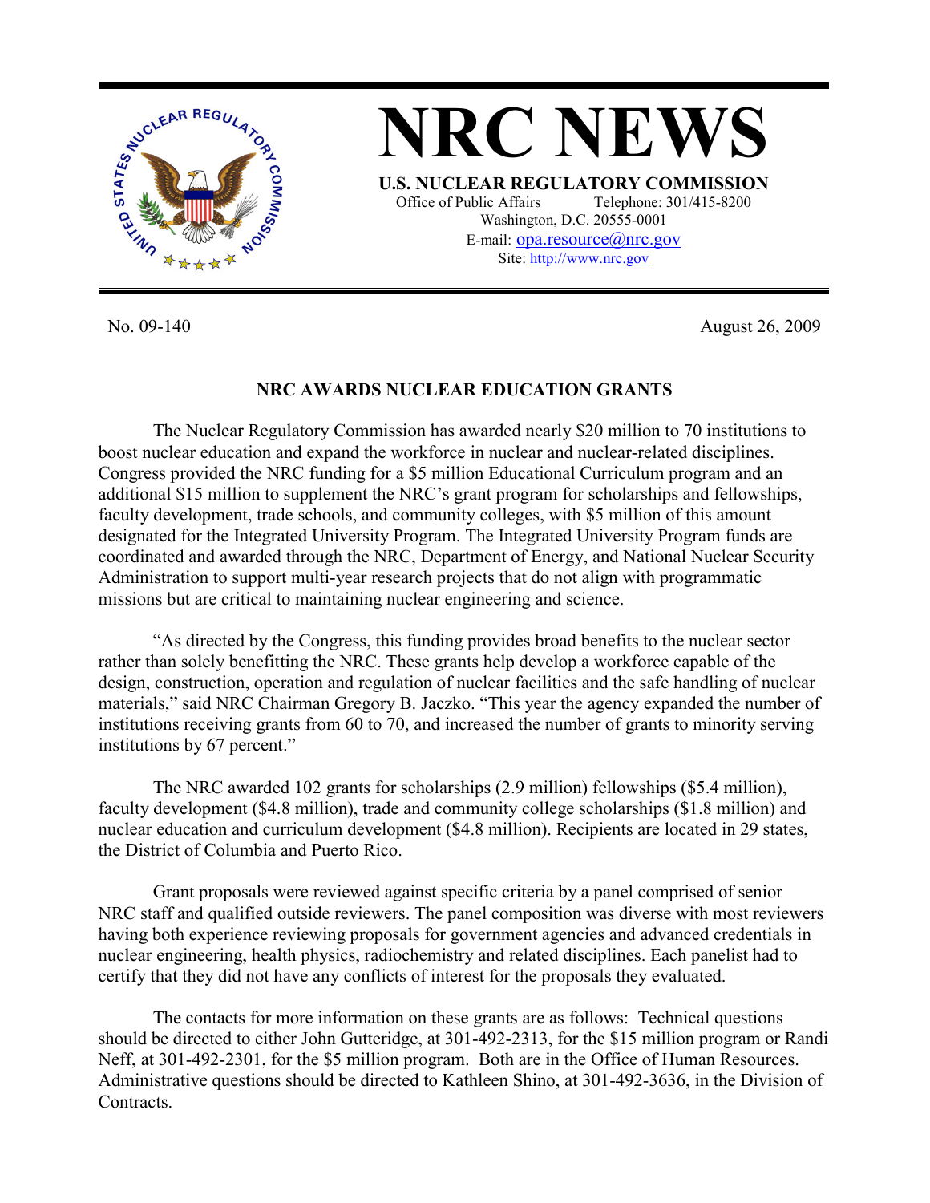# NRC NEWS

**U.S. NUCLEAR REGULATORY COMMISSION**

Office of Public Affairs Telephone: 301/415-8200
Washington, D.C. 20555-0001
E-mail: opa.resource@nrc.gov
Site: http://www.nrc.gov

No. 09-140 August 26, 2009

## NRC AWARDS NUCLEAR EDUCATION GRANTS

The Nuclear Regulatory Commission has awarded nearly $20 million to 70 institutions to boost nuclear education and expand the workforce in nuclear and nuclear-related disciplines. Congress provided the NRC funding for a $5 million Educational Curriculum program and an additional $15 million to supplement the NRC's grant program for scholarships and fellowships, faculty development, trade schools, and community colleges, with $5 million of this amount designated for the Integrated University Program. The Integrated University Program funds are coordinated and awarded through the NRC, Department of Energy, and National Nuclear Security Administration to support multi-year research projects that do not align with programmatic missions but are critical to maintaining nuclear engineering and science.

"As directed by the Congress, this funding provides broad benefits to the nuclear sector rather than solely benefitting the NRC. These grants help develop a workforce capable of the design, construction, operation and regulation of nuclear facilities and the safe handling of nuclear materials," said NRC Chairman Gregory B. Jaczko. "This year the agency expanded the number of institutions receiving grants from 60 to 70, and increased the number of grants to minority serving institutions by 67 percent."

The NRC awarded 102 grants for scholarships (2.9 million) fellowships ($5.4 million), faculty development ($4.8 million), trade and community college scholarships ($1.8 million) and nuclear education and curriculum development ($4.8 million). Recipients are located in 29 states, the District of Columbia and Puerto Rico.

Grant proposals were reviewed against specific criteria by a panel comprised of senior NRC staff and qualified outside reviewers. The panel composition was diverse with most reviewers having both experience reviewing proposals for government agencies and advanced credentials in nuclear engineering, health physics, radiochemistry and related disciplines. Each panelist had to certify that they did not have any conflicts of interest for the proposals they evaluated.

The contacts for more information on these grants are as follows: Technical questions should be directed to either John Gutteridge, at 301-492-2313, for the $15 million program or Randi Neff, at 301-492-2301, for the $5 million program. Both are in the Office of Human Resources. Administrative questions should be directed to Kathleen Shino, at 301-492-3636, in the Division of Contracts.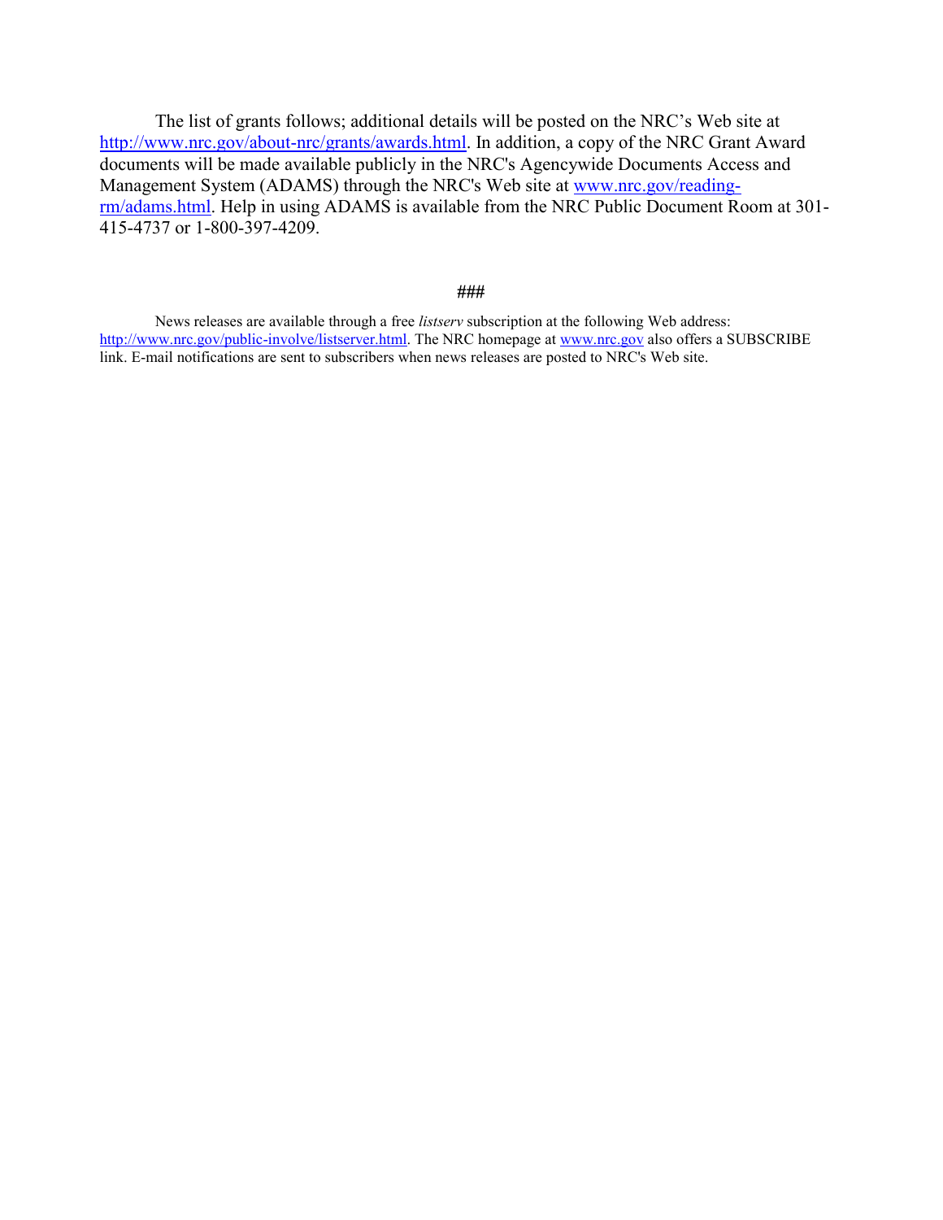The list of grants follows; additional details will be posted on the NRC's Web site at http://www.nrc.gov/about-nrc/grants/awards.html. In addition, a copy of the NRC Grant Award documents will be made available publicly in the NRC's Agencywide Documents Access and Management System (ADAMS) through the NRC's Web site at www.nrc.gov/reading-rm/adams.html. Help in using ADAMS is available from the NRC Public Document Room at 301-415-4737 or 1-800-397-4209.

###

News releases are available through a free *listserv* subscription at the following Web address: http://www.nrc.gov/public-involve/listserver.html. The NRC homepage at www.nrc.gov also offers a SUBSCRIBE link. E-mail notifications are sent to subscribers when news releases are posted to NRC's Web site.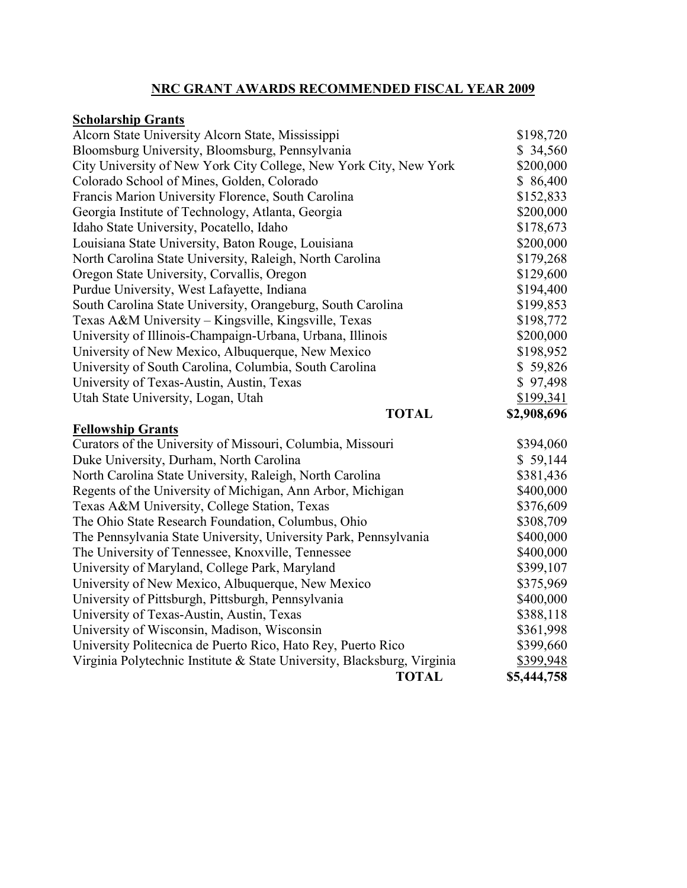## NRC GRANT AWARDS RECOMMENDED FISCAL YEAR 2009

**Scholarship Grants**

| Institution | Amount |
|---|---|
| Alcorn State University Alcorn State, Mississippi | $198,720 |
| Bloomsburg University, Bloomsburg, Pennsylvania | $ 34,560 |
| City University of New York City College, New York City, New York | $200,000 |
| Colorado School of Mines, Golden, Colorado | $ 86,400 |
| Francis Marion University Florence, South Carolina | $152,833 |
| Georgia Institute of Technology, Atlanta, Georgia | $200,000 |
| Idaho State University, Pocatello, Idaho | $178,673 |
| Louisiana State University, Baton Rouge, Louisiana | $200,000 |
| North Carolina State University, Raleigh, North Carolina | $179,268 |
| Oregon State University, Corvallis, Oregon | $129,600 |
| Purdue University, West Lafayette, Indiana | $194,400 |
| South Carolina State University, Orangeburg, South Carolina | $199,853 |
| Texas A&M University – Kingsville, Kingsville, Texas | $198,772 |
| University of Illinois-Champaign-Urbana, Urbana, Illinois | $200,000 |
| University of New Mexico, Albuquerque, New Mexico | $198,952 |
| University of South Carolina, Columbia, South Carolina | $ 59,826 |
| University of Texas-Austin, Austin, Texas | $ 97,498 |
| Utah State University, Logan, Utah | $199,341 |
| **TOTAL** | **$2,908,696** |

**Fellowship Grants**

| Institution | Amount |
|---|---|
| Curators of the University of Missouri, Columbia, Missouri | $394,060 |
| Duke University, Durham, North Carolina | $ 59,144 |
| North Carolina State University, Raleigh, North Carolina | $381,436 |
| Regents of the University of Michigan, Ann Arbor, Michigan | $400,000 |
| Texas A&M University, College Station, Texas | $376,609 |
| The Ohio State Research Foundation, Columbus, Ohio | $308,709 |
| The Pennsylvania State University, University Park, Pennsylvania | $400,000 |
| The University of Tennessee, Knoxville, Tennessee | $400,000 |
| University of Maryland, College Park, Maryland | $399,107 |
| University of New Mexico, Albuquerque, New Mexico | $375,969 |
| University of Pittsburgh, Pittsburgh, Pennsylvania | $400,000 |
| University of Texas-Austin, Austin, Texas | $388,118 |
| University of Wisconsin, Madison, Wisconsin | $361,998 |
| University Politecnica de Puerto Rico, Hato Rey, Puerto Rico | $399,660 |
| Virginia Polytechnic Institute & State University, Blacksburg, Virginia | $399,948 |
| **TOTAL** | **$5,444,758** |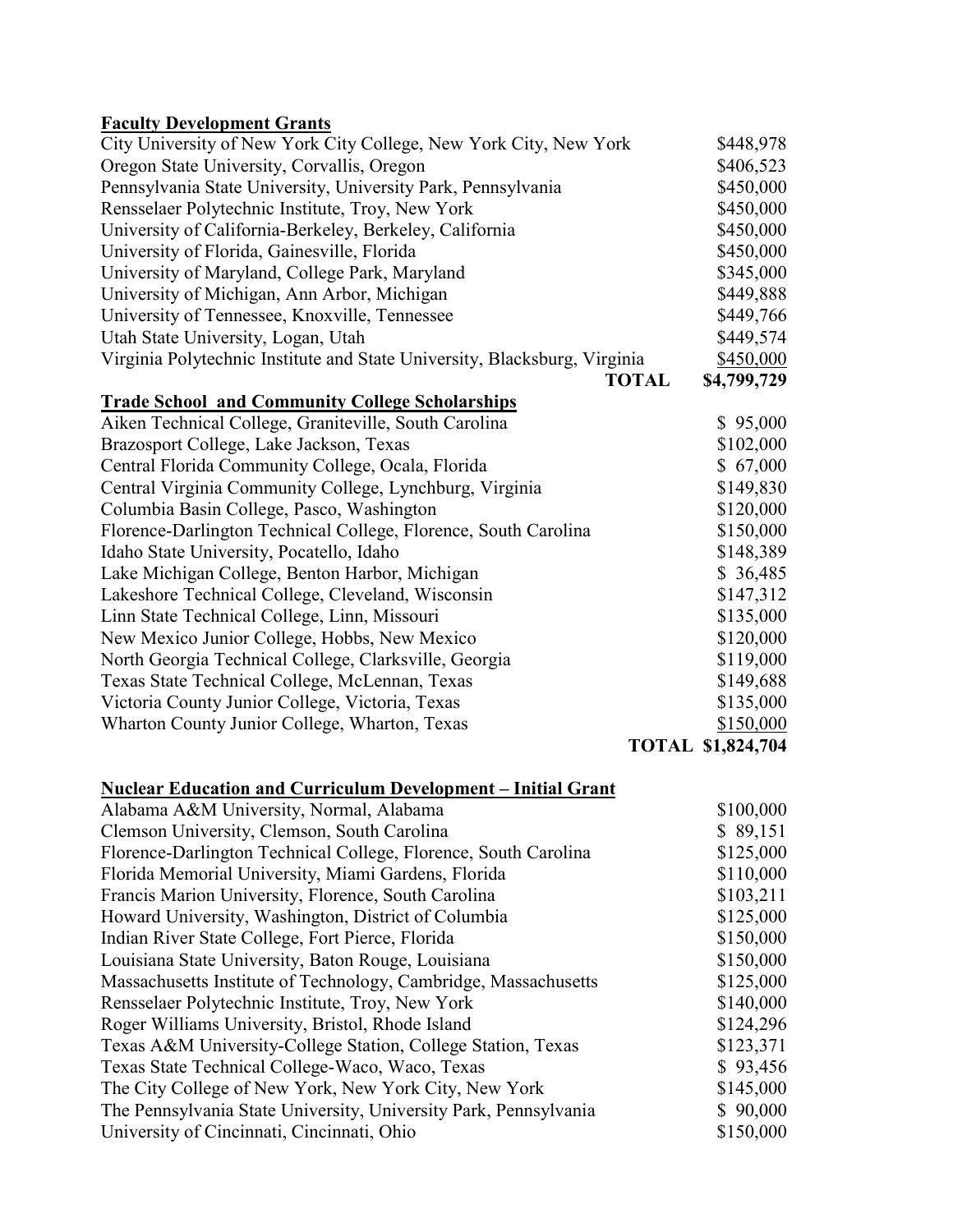**Faculty Development Grants**

| Institution | Amount |
|---|---|
| City University of New York City College, New York City, New York | $448,978 |
| Oregon State University, Corvallis, Oregon | $406,523 |
| Pennsylvania State University, University Park, Pennsylvania | $450,000 |
| Rensselaer Polytechnic Institute, Troy, New York | $450,000 |
| University of California-Berkeley, Berkeley, California | $450,000 |
| University of Florida, Gainesville, Florida | $450,000 |
| University of Maryland, College Park, Maryland | $345,000 |
| University of Michigan, Ann Arbor, Michigan | $449,888 |
| University of Tennessee, Knoxville, Tennessee | $449,766 |
| Utah State University, Logan, Utah | $449,574 |
| Virginia Polytechnic Institute and State University, Blacksburg, Virginia | $450,000 |
| **TOTAL** | **$4,799,729** |

**Trade School and Community College Scholarships**

| Institution | Amount |
|---|---|
| Aiken Technical College, Graniteville, South Carolina | $ 95,000 |
| Brazosport College, Lake Jackson, Texas | $102,000 |
| Central Florida Community College, Ocala, Florida | $ 67,000 |
| Central Virginia Community College, Lynchburg, Virginia | $149,830 |
| Columbia Basin College, Pasco, Washington | $120,000 |
| Florence-Darlington Technical College, Florence, South Carolina | $150,000 |
| Idaho State University, Pocatello, Idaho | $148,389 |
| Lake Michigan College, Benton Harbor, Michigan | $ 36,485 |
| Lakeshore Technical College, Cleveland, Wisconsin | $147,312 |
| Linn State Technical College, Linn, Missouri | $135,000 |
| New Mexico Junior College, Hobbs, New Mexico | $120,000 |
| North Georgia Technical College, Clarksville, Georgia | $119,000 |
| Texas State Technical College, McLennan, Texas | $149,688 |
| Victoria County Junior College, Victoria, Texas | $135,000 |
| Wharton County Junior College, Wharton, Texas | $150,000 |
| **TOTAL** | **$1,824,704** |

**Nuclear Education and Curriculum Development – Initial Grant**

| Institution | Amount |
|---|---|
| Alabama A&M University, Normal, Alabama | $100,000 |
| Clemson University, Clemson, South Carolina | $ 89,151 |
| Florence-Darlington Technical College, Florence, South Carolina | $125,000 |
| Florida Memorial University, Miami Gardens, Florida | $110,000 |
| Francis Marion University, Florence, South Carolina | $103,211 |
| Howard University, Washington, District of Columbia | $125,000 |
| Indian River State College, Fort Pierce, Florida | $150,000 |
| Louisiana State University, Baton Rouge, Louisiana | $150,000 |
| Massachusetts Institute of Technology, Cambridge, Massachusetts | $125,000 |
| Rensselaer Polytechnic Institute, Troy, New York | $140,000 |
| Roger Williams University, Bristol, Rhode Island | $124,296 |
| Texas A&M University-College Station, College Station, Texas | $123,371 |
| Texas State Technical College-Waco, Waco, Texas | $ 93,456 |
| The City College of New York, New York City, New York | $145,000 |
| The Pennsylvania State University, University Park, Pennsylvania | $ 90,000 |
| University of Cincinnati, Cincinnati, Ohio | $150,000 |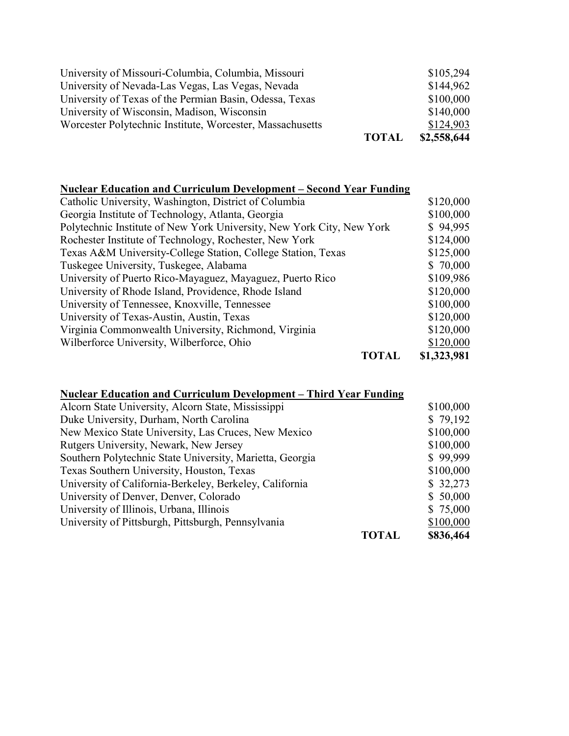| | |
|---|---|
| University of Missouri-Columbia, Columbia, Missouri | $105,294 |
| University of Nevada-Las Vegas, Las Vegas, Nevada | $144,962 |
| University of Texas of the Permian Basin, Odessa, Texas | $100,000 |
| University of Wisconsin, Madison, Wisconsin | $140,000 |
| Worcester Polytechnic Institute, Worcester, Massachusetts | $124,903 |
| **TOTAL** | **$2,558,644** |

**Nuclear Education and Curriculum Development – Second Year Funding**

| | |
|---|---|
| Catholic University, Washington, District of Columbia | $120,000 |
| Georgia Institute of Technology, Atlanta, Georgia | $100,000 |
| Polytechnic Institute of New York University, New York City, New York | $ 94,995 |
| Rochester Institute of Technology, Rochester, New York | $124,000 |
| Texas A&M University-College Station, College Station, Texas | $125,000 |
| Tuskegee University, Tuskegee, Alabama | $ 70,000 |
| University of Puerto Rico-Mayaguez, Mayaguez, Puerto Rico | $109,986 |
| University of Rhode Island, Providence, Rhode Island | $120,000 |
| University of Tennessee, Knoxville, Tennessee | $100,000 |
| University of Texas-Austin, Austin, Texas | $120,000 |
| Virginia Commonwealth University, Richmond, Virginia | $120,000 |
| Wilberforce University, Wilberforce, Ohio | $120,000 |
| **TOTAL** | **$1,323,981** |

**Nuclear Education and Curriculum Development – Third Year Funding**

| | |
|---|---|
| Alcorn State University, Alcorn State, Mississippi | $100,000 |
| Duke University, Durham, North Carolina | $ 79,192 |
| New Mexico State University, Las Cruces, New Mexico | $100,000 |
| Rutgers University, Newark, New Jersey | $100,000 |
| Southern Polytechnic State University, Marietta, Georgia | $ 99,999 |
| Texas Southern University, Houston, Texas | $100,000 |
| University of California-Berkeley, Berkeley, California | $ 32,273 |
| University of Denver, Denver, Colorado | $ 50,000 |
| University of Illinois, Urbana, Illinois | $ 75,000 |
| University of Pittsburgh, Pittsburgh, Pennsylvania | $100,000 |
| **TOTAL** | **$836,464** |